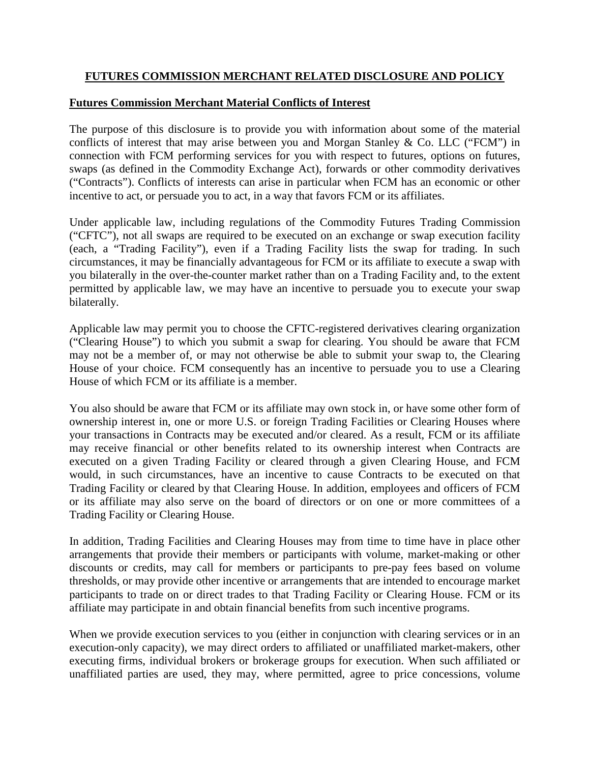# FUTURES COMMISSION MERCHANT RELATED DISCLOSURE AND POLICY

## Futures Commission Merchant Material Conflicts of Interest

The purpose of this disclosure is to provide you with information about some of the material conflicts of interest that may arise between you and Morgan Stanley & Co. LLC ("FCM") in connection with FCM performing services for you with respect to futures, options on futures, swaps (as defined in the Commodity Exchange Act), forwards or other commodity derivatives ("Contracts"). Conflicts of interests can arise in particular when FCM has an economic or other incentive to act, or persuade you to act, in a way that favors FCM or its affiliates.

Under applicable law, including regulations of the Commodity Futures Trading Commission ("CFTC"), not all swaps are required to be executed on an exchange or swap execution facility (each, a "Trading Facility"), even if a Trading Facility lists the swap for trading. In such circumstances, it may be financially advantageous for FCM or its affiliate to execute a swap with you bilaterally in the over-the-counter market rather than on a Trading Facility and, to the extent permitted by applicable law, we may have an incentive to persuade you to execute your swap bilaterally.

Applicable law may permit you to choose the CFTC-registered derivatives clearing organization ("Clearing House") to which you submit a swap for clearing. You should be aware that FCM may not be a member of, or may not otherwise be able to submit your swap to, the Clearing House of your choice. FCM consequently has an incentive to persuade you to use a Clearing House of which FCM or its affiliate is a member.

You also should be aware that FCM or its affiliate may own stock in, or have some other form of ownership interest in, one or more U.S. or foreign Trading Facilities or Clearing Houses where your transactions in Contracts may be executed and/or cleared. As a result, FCM or its affiliate may receive financial or other benefits related to its ownership interest when Contracts are executed on a given Trading Facility or cleared through a given Clearing House, and FCM would, in such circumstances, have an incentive to cause Contracts to be executed on that Trading Facility or cleared by that Clearing House. In addition, employees and officers of FCM or its affiliate may also serve on the board of directors or on one or more committees of a Trading Facility or Clearing House.

In addition, Trading Facilities and Clearing Houses may from time to time have in place other arrangements that provide their members or participants with volume, market-making or other discounts or credits, may call for members or participants to pre-pay fees based on volume thresholds, or may provide other incentive or arrangements that are intended to encourage market participants to trade on or direct trades to that Trading Facility or Clearing House. FCM or its affiliate may participate in and obtain financial benefits from such incentive programs.

When we provide execution services to you (either in conjunction with clearing services or in an execution-only capacity), we may direct orders to affiliated or unaffiliated market-makers, other executing firms, individual brokers or brokerage groups for execution. When such affiliated or unaffiliated parties are used, they may, where permitted, agree to price concessions, volume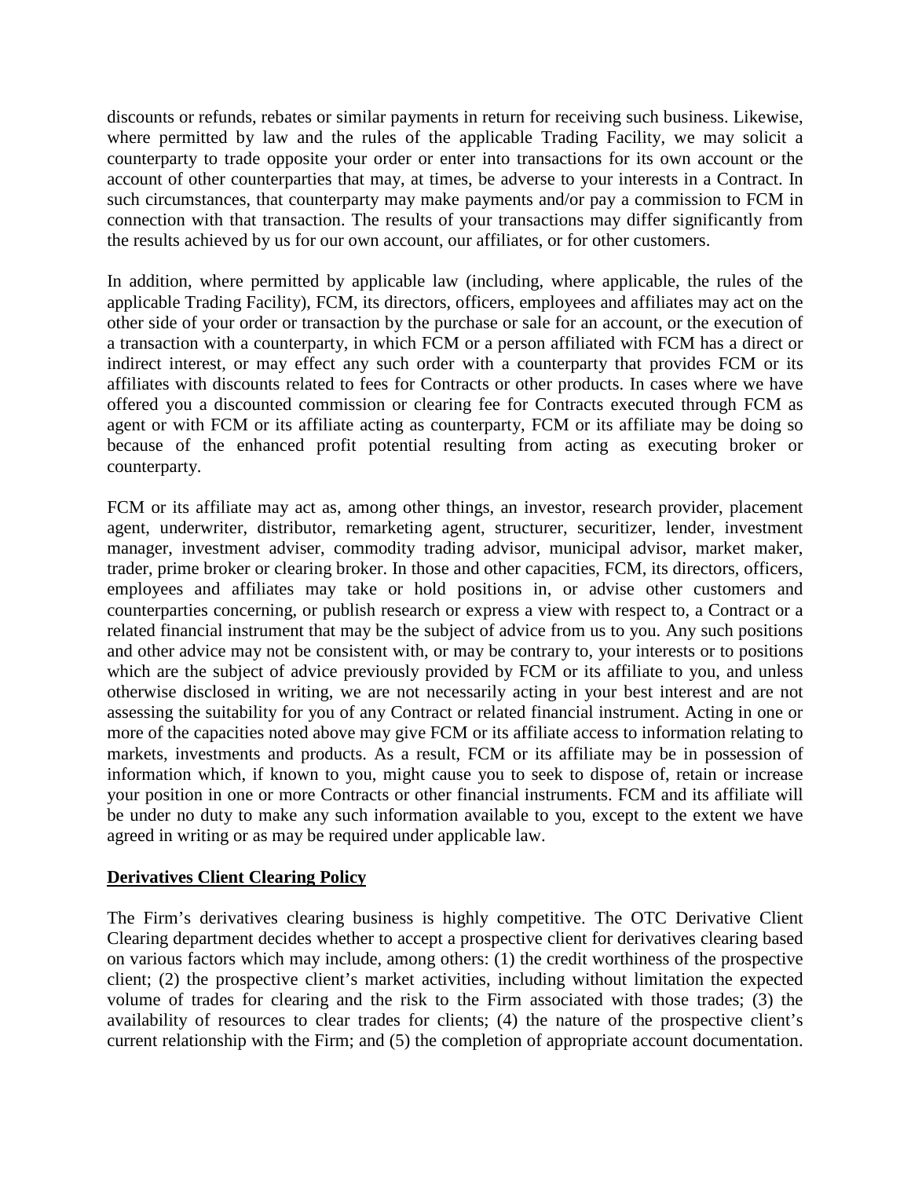discounts or refunds, rebates or similar payments in return for receiving such business. Likewise, where permitted by law and the rules of the applicable Trading Facility, we may solicit a counterparty to trade opposite your order or enter into transactions for its own account or the account of other counterparties that may, at times, be adverse to your interests in a Contract. In such circumstances, that counterparty may make payments and/or pay a commission to FCM in connection with that transaction. The results of your transactions may differ significantly from the results achieved by us for our own account, our affiliates, or for other customers.

In addition, where permitted by applicable law (including, where applicable, the rules of the applicable Trading Facility), FCM, its directors, officers, employees and affiliates may act on the other side of your order or transaction by the purchase or sale for an account, or the execution of a transaction with a counterparty, in which FCM or a person affiliated with FCM has a direct or indirect interest, or may effect any such order with a counterparty that provides FCM or its affiliates with discounts related to fees for Contracts or other products. In cases where we have offered you a discounted commission or clearing fee for Contracts executed through FCM as agent or with FCM or its affiliate acting as counterparty, FCM or its affiliate may be doing so because of the enhanced profit potential resulting from acting as executing broker or counterparty.

FCM or its affiliate may act as, among other things, an investor, research provider, placement agent, underwriter, distributor, remarketing agent, structurer, securitizer, lender, investment manager, investment adviser, commodity trading advisor, municipal advisor, market maker, trader, prime broker or clearing broker. In those and other capacities, FCM, its directors, officers, employees and affiliates may take or hold positions in, or advise other customers and counterparties concerning, or publish research or express a view with respect to, a Contract or a related financial instrument that may be the subject of advice from us to you. Any such positions and other advice may not be consistent with, or may be contrary to, your interests or to positions which are the subject of advice previously provided by FCM or its affiliate to you, and unless otherwise disclosed in writing, we are not necessarily acting in your best interest and are not assessing the suitability for you of any Contract or related financial instrument. Acting in one or more of the capacities noted above may give FCM or its affiliate access to information relating to markets, investments and products. As a result, FCM or its affiliate may be in possession of information which, if known to you, might cause you to seek to dispose of, retain or increase your position in one or more Contracts or other financial instruments. FCM and its affiliate will be under no duty to make any such information available to you, except to the extent we have agreed in writing or as may be required under applicable law.

## Derivatives Client Clearing Policy

The Firm's derivatives clearing business is highly competitive. The OTC Derivative Client Clearing department decides whether to accept a prospective client for derivatives clearing based on various factors which may include, among others: (1) the credit worthiness of the prospective client; (2) the prospective client's market activities, including without limitation the expected volume of trades for clearing and the risk to the Firm associated with those trades; (3) the availability of resources to clear trades for clients; (4) the nature of the prospective client's current relationship with the Firm; and (5) the completion of appropriate account documentation.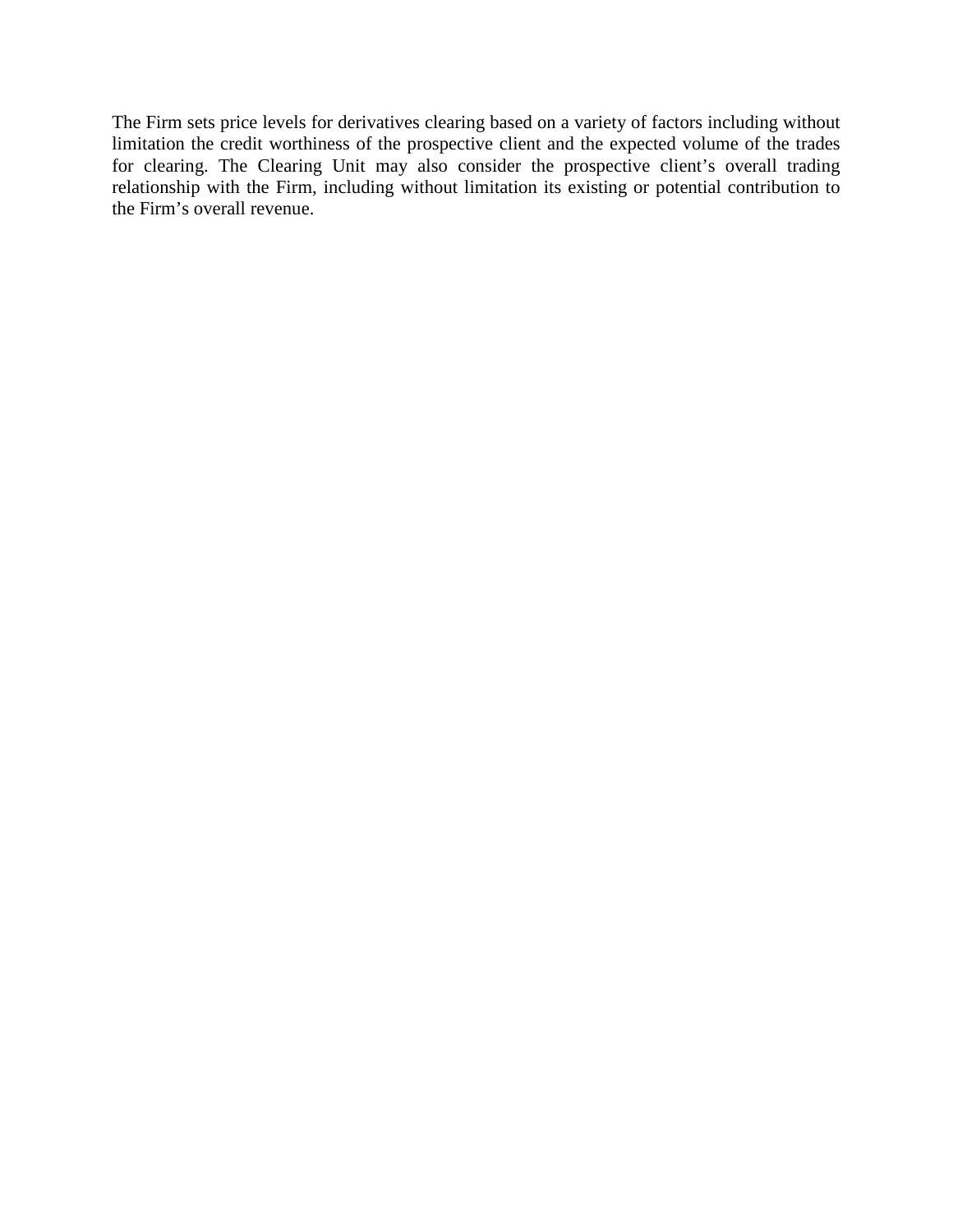The Firm sets price levels for derivatives clearing based on a variety of factors including without limitation the credit worthiness of the prospective client and the expected volume of the trades for clearing. The Clearing Unit may also consider the prospective client's overall trading relationship with the Firm, including without limitation its existing or potential contribution to the Firm's overall revenue.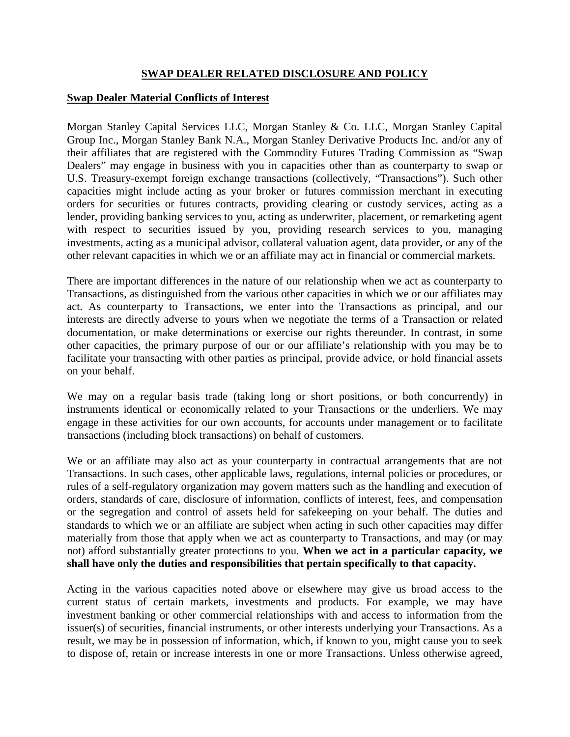**SWAP DEALER RELATED DISCLOSURE AND POLICY**

**Swap Dealer Material Conflicts of Interest**

Morgan Stanley Capital Services LLC, Morgan Stanley & Co. LLC, Morgan Stanley Capital Group Inc., Morgan Stanley Bank N.A., Morgan Stanley Derivative Products Inc. and/or any of their affiliates that are registered with the Commodity Futures Trading Commission as "Swap Dealers" may engage in business with you in capacities other than as counterparty to swap or U.S. Treasury-exempt foreign exchange transactions (collectively, "Transactions"). Such other capacities might include acting as your broker or futures commission merchant in executing orders for securities or futures contracts, providing clearing or custody services, acting as a lender, providing banking services to you, acting as underwriter, placement, or remarketing agent with respect to securities issued by you, providing research services to you, managing investments, acting as a municipal advisor, collateral valuation agent, data provider, or any of the other relevant capacities in which we or an affiliate may act in financial or commercial markets.

There are important differences in the nature of our relationship when we act as counterparty to Transactions, as distinguished from the various other capacities in which we or our affiliates may act. As counterparty to Transactions, we enter into the Transactions as principal, and our interests are directly adverse to yours when we negotiate the terms of a Transaction or related documentation, or make determinations or exercise our rights thereunder. In contrast, in some other capacities, the primary purpose of our or our affiliate's relationship with you may be to facilitate your transacting with other parties as principal, provide advice, or hold financial assets on your behalf.

We may on a regular basis trade (taking long or short positions, or both concurrently) in instruments identical or economically related to your Transactions or the underliers. We may engage in these activities for our own accounts, for accounts under management or to facilitate transactions (including block transactions) on behalf of customers.

We or an affiliate may also act as your counterparty in contractual arrangements that are not Transactions. In such cases, other applicable laws, regulations, internal policies or procedures, or rules of a self-regulatory organization may govern matters such as the handling and execution of orders, standards of care, disclosure of information, conflicts of interest, fees, and compensation or the segregation and control of assets held for safekeeping on your behalf. The duties and standards to which we or an affiliate are subject when acting in such other capacities may differ materially from those that apply when we act as counterparty to Transactions, and may (or may not) afford substantially greater protections to you. **When we act in a particular capacity, we shall have only the duties and responsibilities that pertain specifically to that capacity.**

Acting in the various capacities noted above or elsewhere may give us broad access to the current status of certain markets, investments and products. For example, we may have investment banking or other commercial relationships with and access to information from the issuer(s) of securities, financial instruments, or other interests underlying your Transactions. As a result, we may be in possession of information, which, if known to you, might cause you to seek to dispose of, retain or increase interests in one or more Transactions. Unless otherwise agreed,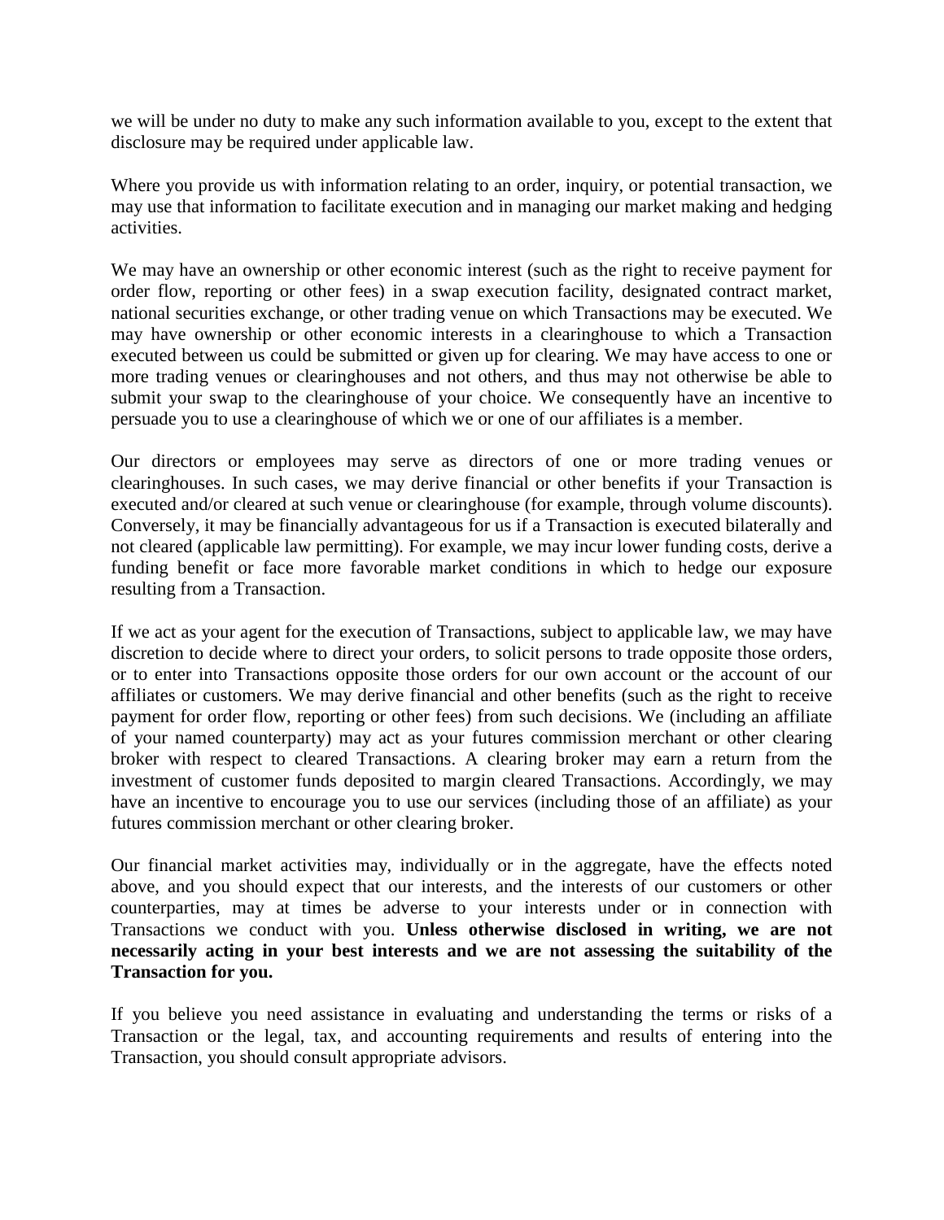we will be under no duty to make any such information available to you, except to the extent that disclosure may be required under applicable law.

Where you provide us with information relating to an order, inquiry, or potential transaction, we may use that information to facilitate execution and in managing our market making and hedging activities.

We may have an ownership or other economic interest (such as the right to receive payment for order flow, reporting or other fees) in a swap execution facility, designated contract market, national securities exchange, or other trading venue on which Transactions may be executed. We may have ownership or other economic interests in a clearinghouse to which a Transaction executed between us could be submitted or given up for clearing. We may have access to one or more trading venues or clearinghouses and not others, and thus may not otherwise be able to submit your swap to the clearinghouse of your choice. We consequently have an incentive to persuade you to use a clearinghouse of which we or one of our affiliates is a member.

Our directors or employees may serve as directors of one or more trading venues or clearinghouses. In such cases, we may derive financial or other benefits if your Transaction is executed and/or cleared at such venue or clearinghouse (for example, through volume discounts). Conversely, it may be financially advantageous for us if a Transaction is executed bilaterally and not cleared (applicable law permitting). For example, we may incur lower funding costs, derive a funding benefit or face more favorable market conditions in which to hedge our exposure resulting from a Transaction.

If we act as your agent for the execution of Transactions, subject to applicable law, we may have discretion to decide where to direct your orders, to solicit persons to trade opposite those orders, or to enter into Transactions opposite those orders for our own account or the account of our affiliates or customers. We may derive financial and other benefits (such as the right to receive payment for order flow, reporting or other fees) from such decisions. We (including an affiliate of your named counterparty) may act as your futures commission merchant or other clearing broker with respect to cleared Transactions. A clearing broker may earn a return from the investment of customer funds deposited to margin cleared Transactions. Accordingly, we may have an incentive to encourage you to use our services (including those of an affiliate) as your futures commission merchant or other clearing broker.

Our financial market activities may, individually or in the aggregate, have the effects noted above, and you should expect that our interests, and the interests of our customers or other counterparties, may at times be adverse to your interests under or in connection with Transactions we conduct with you. **Unless otherwise disclosed in writing, we are not necessarily acting in your best interests and we are not assessing the suitability of the Transaction for you.**

If you believe you need assistance in evaluating and understanding the terms or risks of a Transaction or the legal, tax, and accounting requirements and results of entering into the Transaction, you should consult appropriate advisors.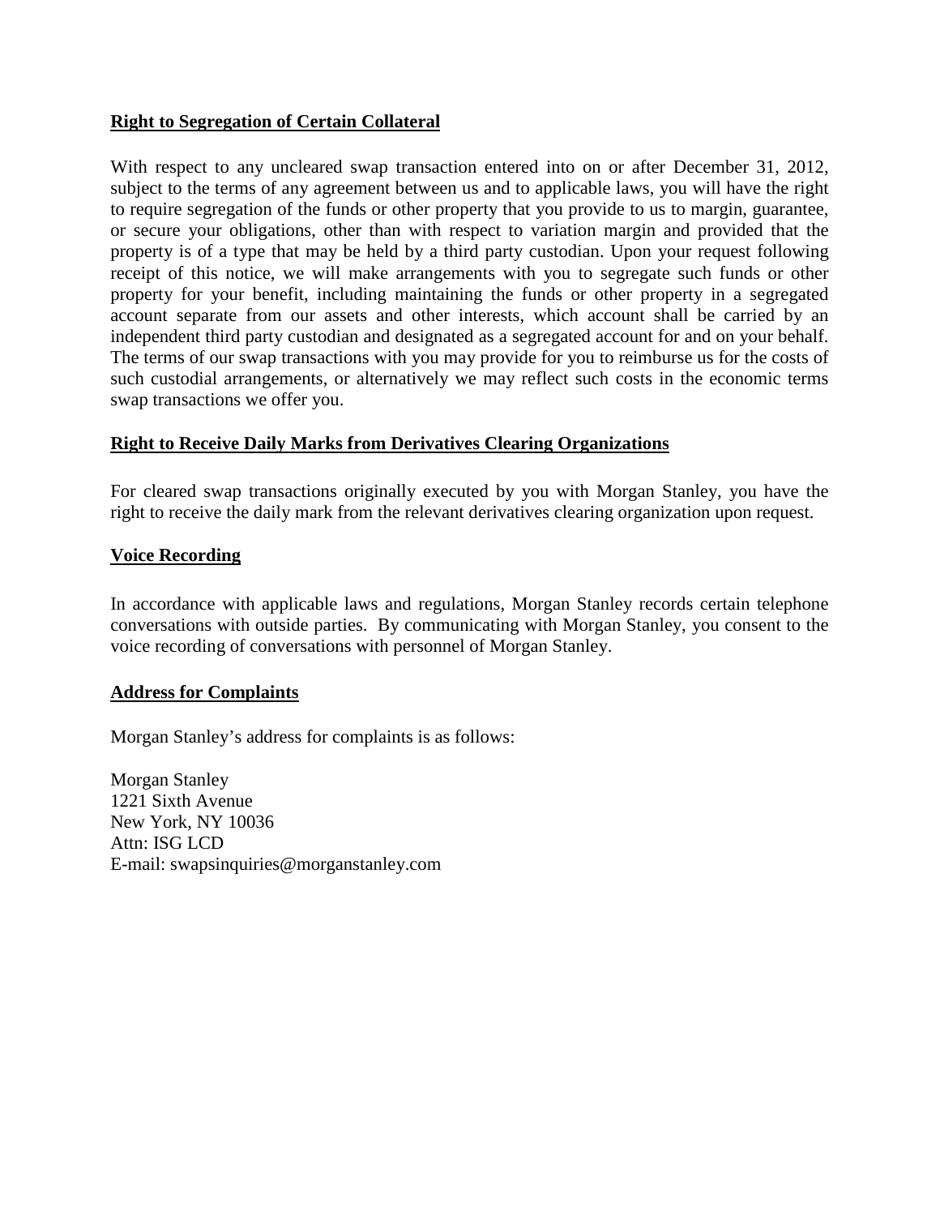**Right to Segregation of Certain Collateral**

With respect to any uncleared swap transaction entered into on or after December 31, 2012, subject to the terms of any agreement between us and to applicable laws, you will have the right to require segregation of the funds or other property that you provide to us to margin, guarantee, or secure your obligations, other than with respect to variation margin and provided that the property is of a type that may be held by a third party custodian. Upon your request following receipt of this notice, we will make arrangements with you to segregate such funds or other property for your benefit, including maintaining the funds or other property in a segregated account separate from our assets and other interests, which account shall be carried by an independent third party custodian and designated as a segregated account for and on your behalf. The terms of our swap transactions with you may provide for you to reimburse us for the costs of such custodial arrangements, or alternatively we may reflect such costs in the economic terms swap transactions we offer you.

**Right to Receive Daily Marks from Derivatives Clearing Organizations**

For cleared swap transactions originally executed by you with Morgan Stanley, you have the right to receive the daily mark from the relevant derivatives clearing organization upon request.

**Voice Recording**

In accordance with applicable laws and regulations, Morgan Stanley records certain telephone conversations with outside parties. By communicating with Morgan Stanley, you consent to the voice recording of conversations with personnel of Morgan Stanley.

**Address for Complaints**

Morgan Stanley's address for complaints is as follows:

Morgan Stanley
1221 Sixth Avenue
New York, NY 10036
Attn: ISG LCD
E-mail: swapsinquiries@morganstanley.com